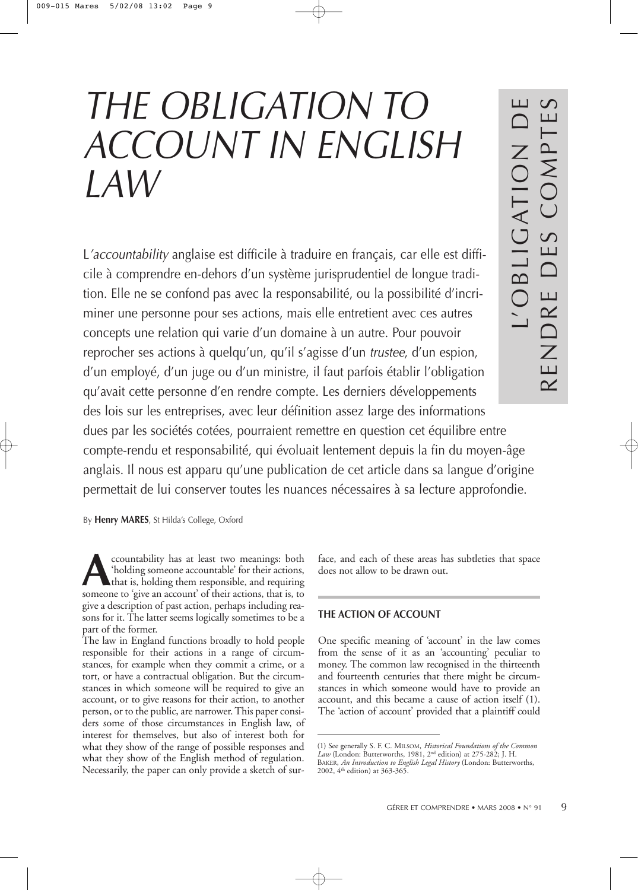# THE OBLIGATION TO ACCOUNT IN ENGLISH LAW

## L'OBLIGATION DE RENDRE DES COMPTES

L'*accountability* anglaise est difficile à traduire en français, car elle est difficile à comprendre en-dehors d'un système jurisprudentiel de longue tradition. Elle ne se confond pas avec la responsabilité, ou la possibilité d'incriminer une personne pour ses actions, mais elle entretient avec ces autres concepts une relation qui varie d'un domaine à un autre. Pour pouvoir reprocher ses actions à quelqu'un, qu'il s'agisse d'un *trustee*, d'un espion, d'un employé, d'un juge ou d'un ministre, il faut parfois établir l'obligation qu'avait cette personne d'en rendre compte. Les derniers développements des lois sur les entreprises, avec leur définition assez large des informations dues par les sociétés cotées, pourraient remettre en question cet équilibre entre compte-rendu et responsabilité, qui évoluait lentement depuis la fin du moyen-âge anglais. Il nous est apparu qu'une publication de cet article dans sa langue d'origine permettait de lui conserver toutes les nuances nécessaires à sa lecture approfondie.

By **Henry MARES**, St Hilda's College, Oxford

Accountability has at least two meanings: both 'holding someone accountable' for their actions, that is, holding them responsible, and requiring someone to 'give an account' of their actions, that is, to give a description of past action, perhaps including reasons for it. The latter seems logically sometimes to be a part of the former.

The law in England functions broadly to hold people responsible for their actions in a range of circumstances, for example when they commit a crime, or a tort, or have a contractual obligation. But the circumstances in which someone will be required to give an account, or to give reasons for their action, to another person, or to the public, are narrower. This paper considers some of those circumstances in English law, of interest for themselves, but also of interest both for what they show of the range of possible responses and what they show of the English method of regulation. Necessarily, the paper can only provide a sketch of surface, and each of these areas has subtleties that space does not allow to be drawn out.

### THE ACTION OF ACCOUNT

One specific meaning of 'account' in the law comes from the sense of it as an 'accounting' peculiar to money. The common law recognised in the thirteenth and fourteenth centuries that there might be circumstances in which someone would have to provide an account, and this became a cause of action itself (1). The 'action of account' provided that a plaintiff could

(1) See generally S. F. C. MILSOM, *Historical Foundations of the Common Law* (London: Butterworths, 1981, 2nd edition) at 275-282; J. H. BAKER, *An Introduction to English Legal History* (London: Butterworths, 2002, 4th edition) at 363-365.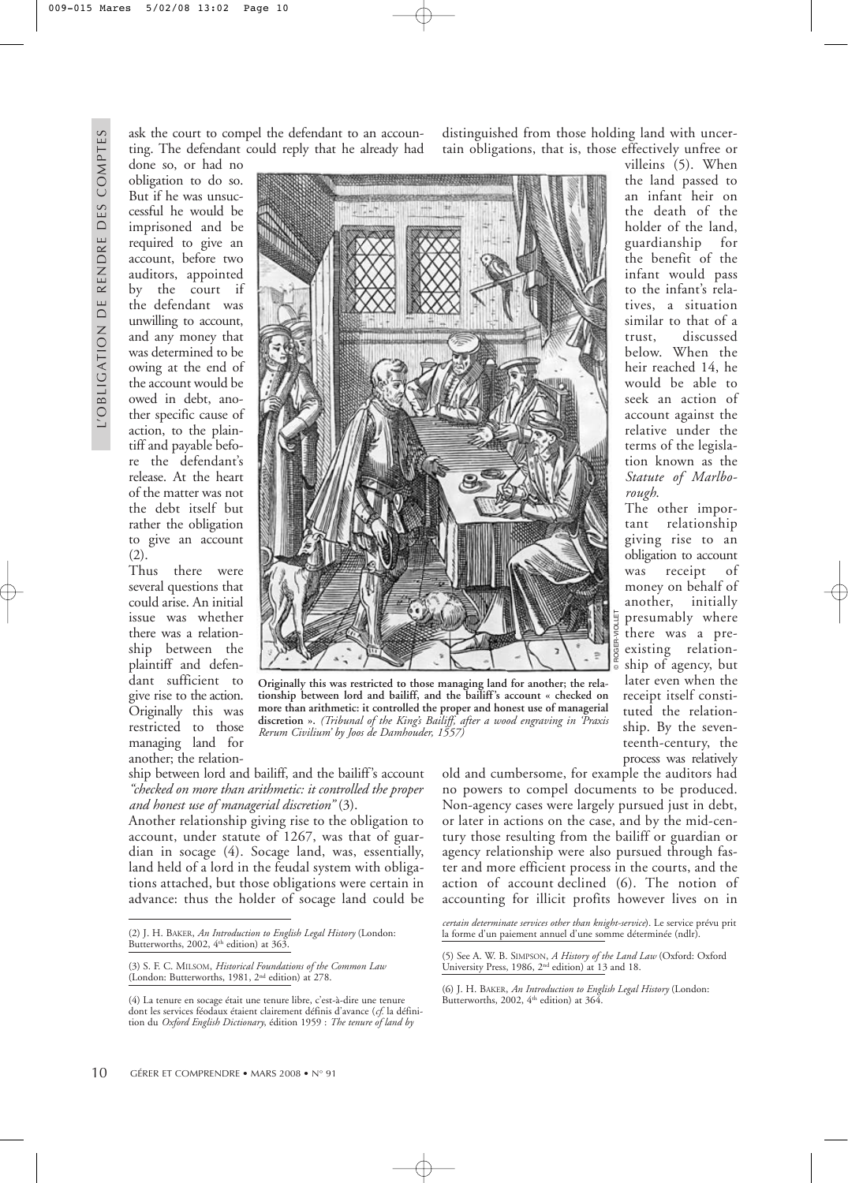ask the court to compel the defendant to an accounting. The defendant could reply that he already had done so, or had no obligation to do so. But if he was unsuccessful he would be imprisoned and be required to give an account, before two auditors, appointed by the court if the defendant was unwilling to account, and any money that was determined to be owing at the end of the account would be owed in debt, another specific cause of action, to the plaintiff and payable before the defendant's release. At the heart of the matter was not the debt itself but rather the obligation to give an account (2).

Thus there were several questions that could arise. An initial issue was whether there was a relationship between the plaintiff and defendant sufficient to give rise to the action. Originally this was restricted to those managing land for another; the relationship between lord and bailiff, and the bailiff's account *"checked on more than arithmetic: it controlled the proper and honest use of managerial discretion"* (3).

Another relationship giving rise to the obligation to account, under statute of 1267, was that of guardian in socage (4). Socage land, was, essentially, land held of a lord in the feudal system with obligations attached, but those obligations were certain in advance: thus the holder of socage land could be distinguished from those holding land with uncertain obligations, that is, those effectively unfree or villeins (5). When the land passed to an infant heir on the death of the holder of the land, guardianship for the benefit of the infant would pass to the infant's relatives, a situation similar to that of a trust, discussed below. When the heir reached 14, he would be able to seek an action of account against the relative under the terms of the legislation known as the *Statute of Marlborough*.

The other important relationship giving rise to an obligation to account was receipt of money on behalf of another, initially presumably where there was a pre-existing relationship of agency, but later even when the receipt itself constituted the relationship. By the seventeenth-century, the process was relatively old and cumbersome, for example the auditors had no powers to compel documents to be produced. Non-agency cases were largely pursued just in debt, or later in actions on the case, and by the mid-century those resulting from the bailiff or guardian or agency relationship were also pursued through faster and more efficient process in the courts, and the action of account declined (6). The notion of accounting for illicit profits however lives on in

**Originally this was restricted to those managing land for another; the relationship between lord and bailiff, and the bailiff's account « checked on more than arithmetic: it controlled the proper and honest use of managerial discretion ».** *(Tribunal of the King's Bailiff, after a wood engraving in 'Praxis Rerum Civilium' by Joos de Damhouder, 1557)*

© ROGER-VIOLLET

(2) J. H. BAKER, *An Introduction to English Legal History* (London: Butterworths, 2002, 4th edition) at 363.

(3) S. F. C. MILSOM, *Historical Foundations of the Common Law* (London: Butterworths, 1981, 2nd edition) at 278.

(4) La tenure en socage était une tenure libre, c'est-à-dire une tenure dont les services féodaux étaient clairement définis d'avance (*cf.* la définition du *Oxford English Dictionary*, édition 1959 : *The tenure of land by certain determinate services other than knight-service*). Le service prévu prit la forme d'un paiement annuel d'une somme déterminée (ndlr).

(5) See A. W. B. SIMPSON, *A History of the Land Law* (Oxford: Oxford University Press, 1986, 2nd edition) at 13 and 18.

(6) J. H. BAKER, *An Introduction to English Legal History* (London: Butterworths, 2002, 4th edition) at 364.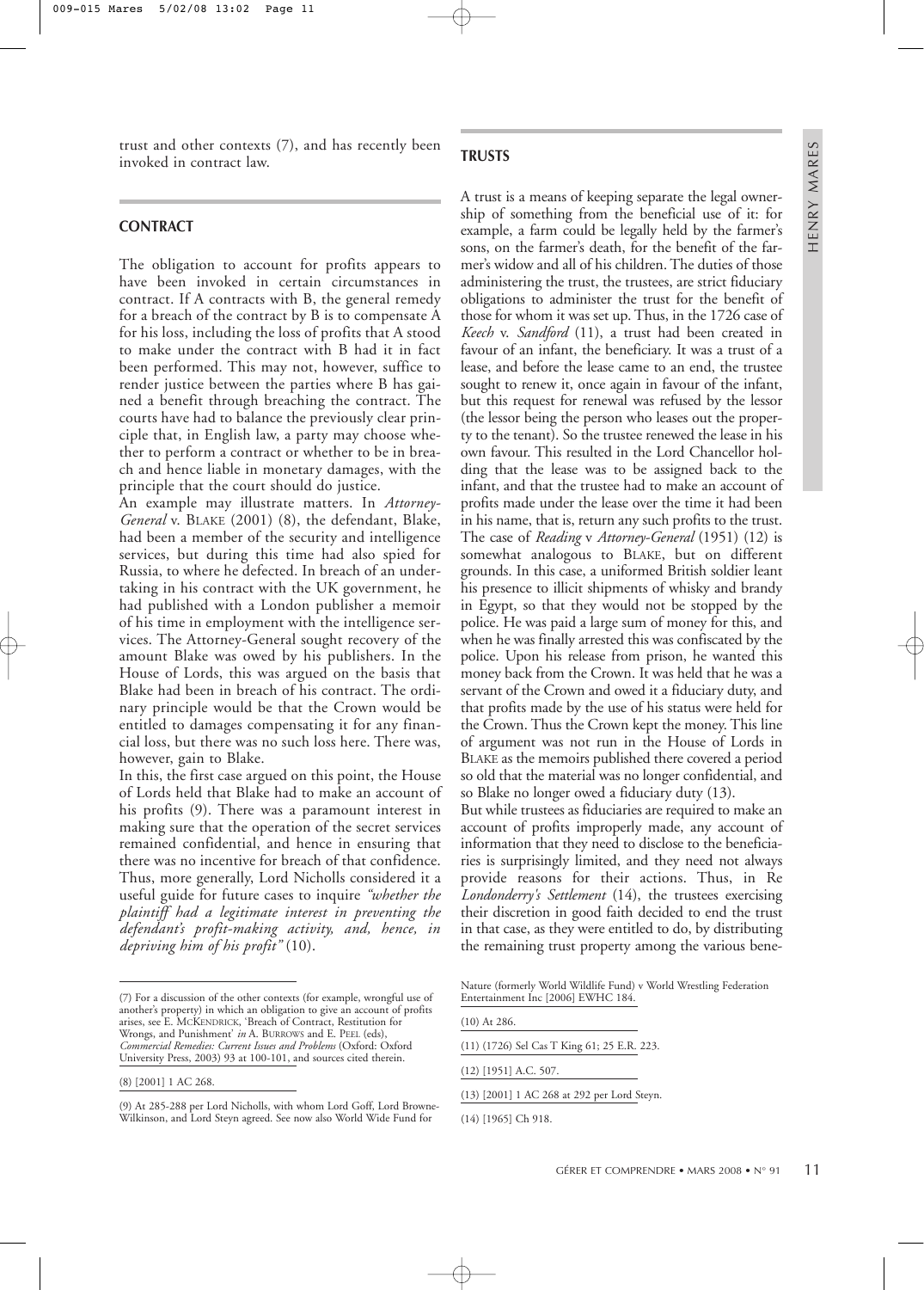trust and other contexts (7), and has recently been invoked in contract law.

## CONTRACT

The obligation to account for profits appears to have been invoked in certain circumstances in contract. If A contracts with B, the general remedy for a breach of the contract by B is to compensate A for his loss, including the loss of profits that A stood to make under the contract with B had it in fact been performed. This may not, however, suffice to render justice between the parties where B has gained a benefit through breaching the contract. The courts have had to balance the previously clear principle that, in English law, a party may choose whether to perform a contract or whether to be in breach and hence liable in monetary damages, with the principle that the court should do justice.

An example may illustrate matters. In *Attorney-General* v. BLAKE (2001) (8), the defendant, Blake, had been a member of the security and intelligence services, but during this time had also spied for Russia, to where he defected. In breach of an undertaking in his contract with the UK government, he had published with a London publisher a memoir of his time in employment with the intelligence services. The Attorney-General sought recovery of the amount Blake was owed by his publishers. In the House of Lords, this was argued on the basis that Blake had been in breach of his contract. The ordinary principle would be that the Crown would be entitled to damages compensating it for any financial loss, but there was no such loss here. There was, however, gain to Blake.

In this, the first case argued on this point, the House of Lords held that Blake had to make an account of his profits (9). There was a paramount interest in making sure that the operation of the secret services remained confidential, and hence in ensuring that there was no incentive for breach of that confidence. Thus, more generally, Lord Nicholls considered it a useful guide for future cases to inquire *"whether the plaintiff had a legitimate interest in preventing the defendant's profit-making activity, and, hence, in depriving him of his profit"* (10).

## TRUSTS

A trust is a means of keeping separate the legal ownership of something from the beneficial use of it: for example, a farm could be legally held by the farmer's sons, on the farmer's death, for the benefit of the farmer's widow and all of his children. The duties of those administering the trust, the trustees, are strict fiduciary obligations to administer the trust for the benefit of those for whom it was set up. Thus, in the 1726 case of *Keech* v. *Sandford* (11), a trust had been created in favour of an infant, the beneficiary. It was a trust of a lease, and before the lease came to an end, the trustee sought to renew it, once again in favour of the infant, but this request for renewal was refused by the lessor (the lessor being the person who leases out the property to the tenant). So the trustee renewed the lease in his own favour. This resulted in the Lord Chancellor holding that the lease was to be assigned back to the infant, and that the trustee had to make an account of profits made under the lease over the time it had been in his name, that is, return any such profits to the trust. The case of *Reading* v *Attorney-General* (1951) (12) is somewhat analogous to BLAKE, but on different grounds. In this case, a uniformed British soldier leant his presence to illicit shipments of whisky and brandy in Egypt, so that they would not be stopped by the police. He was paid a large sum of money for this, and when he was finally arrested this was confiscated by the police. Upon his release from prison, he wanted this money back from the Crown. It was held that he was a servant of the Crown and owed it a fiduciary duty, and that profits made by the use of his status were held for the Crown. Thus the Crown kept the money. This line of argument was not run in the House of Lords in BLAKE as the memoirs published there covered a period so old that the material was no longer confidential, and so Blake no longer owed a fiduciary duty (13).

But while trustees as fiduciaries are required to make an account of profits improperly made, any account of information that they need to disclose to the beneficiaries is surprisingly limited, and they need not always provide reasons for their actions. Thus, in Re *Londonderry's Settlement* (14), the trustees exercising their discretion in good faith decided to end the trust in that case, as they were entitled to do, by distributing the remaining trust property among the various bene-

---

(7) For a discussion of the other contexts (for example, wrongful use of another's property) in which an obligation to give an account of profits arises, see E. MCKENDRICK, 'Breach of Contract, Restitution for Wrongs, and Punishment' *in* A. BURROWS and E. PEEL (eds), *Commercial Remedies: Current Issues and Problems* (Oxford: Oxford University Press, 2003) 93 at 100-101, and sources cited therein.

(8) [2001] 1 AC 268.

(9) At 285-288 per Lord Nicholls, with whom Lord Goff, Lord Browne-Wilkinson, and Lord Steyn agreed. See now also World Wide Fund for Nature (formerly World Wildlife Fund) v World Wrestling Federation Entertainment Inc [2006] EWHC 184.

(10) At 286.

(11) (1726) Sel Cas T King 61; 25 E.R. 223.

(12) [1951] A.C. 507.

(13) [2001] 1 AC 268 at 292 per Lord Steyn.

(14) [1965] Ch 918.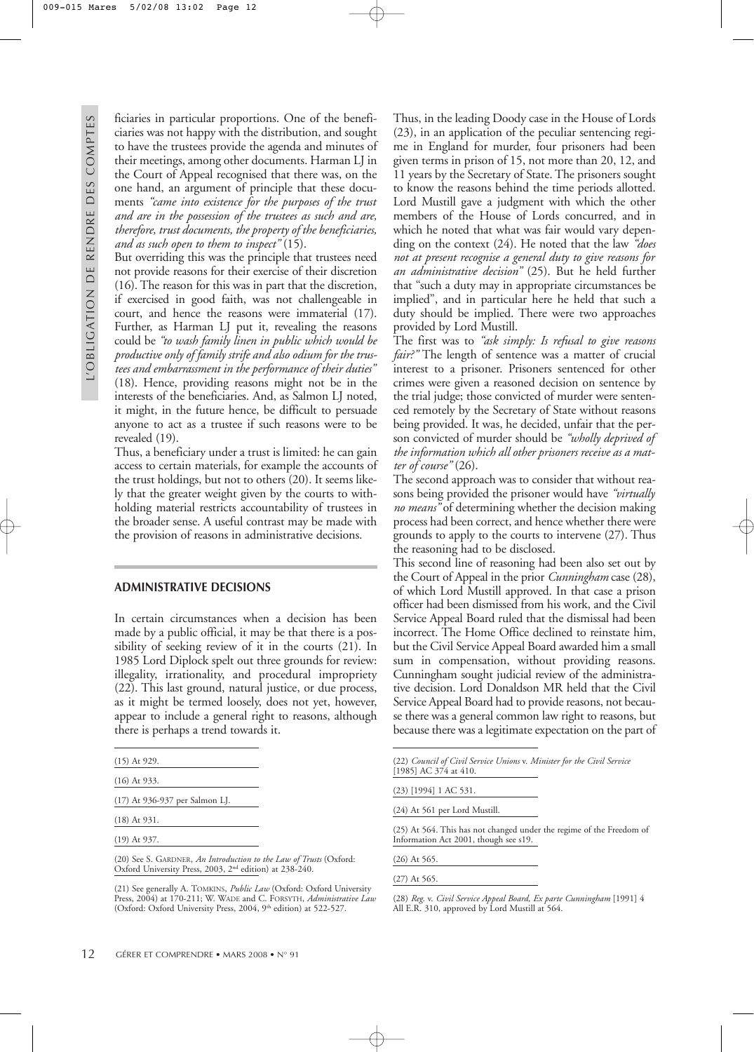ficiaries in particular proportions. One of the beneficiaries was not happy with the distribution, and sought to have the trustees provide the agenda and minutes of their meetings, among other documents. Harman LJ in the Court of Appeal recognised that there was, on the one hand, an argument of principle that these documents *"came into existence for the purposes of the trust and are in the possession of the trustees as such and are, therefore, trust documents, the property of the beneficiaries, and as such open to them to inspect"* (15).

But overriding this was the principle that trustees need not provide reasons for their exercise of their discretion (16). The reason for this was in part that the discretion, if exercised in good faith, was not challengeable in court, and hence the reasons were immaterial (17). Further, as Harman LJ put it, revealing the reasons could be *"to wash family linen in public which would be productive only of family strife and also odium for the trustees and embarrassment in the performance of their duties"* (18). Hence, providing reasons might not be in the interests of the beneficiaries. And, as Salmon LJ noted, it might, in the future hence, be difficult to persuade anyone to act as a trustee if such reasons were to be revealed (19).

Thus, a beneficiary under a trust is limited: he can gain access to certain materials, for example the accounts of the trust holdings, but not to others (20). It seems likely that the greater weight given by the courts to withholding material restricts accountability of trustees in the broader sense. A useful contrast may be made with the provision of reasons in administrative decisions.

## ADMINISTRATIVE DECISIONS

In certain circumstances when a decision has been made by a public official, it may be that there is a possibility of seeking review of it in the courts (21). In 1985 Lord Diplock spelt out three grounds for review: illegality, irrationality, and procedural impropriety (22). This last ground, natural justice, or due process, as it might be termed loosely, does not yet, however, appear to include a general right to reasons, although there is perhaps a trend towards it.

Thus, in the leading Doody case in the House of Lords (23), in an application of the peculiar sentencing regime in England for murder, four prisoners had been given terms in prison of 15, not more than 20, 12, and 11 years by the Secretary of State. The prisoners sought to know the reasons behind the time periods allotted. Lord Mustill gave a judgment with which the other members of the House of Lords concurred, and in which he noted that what was fair would vary depending on the context (24). He noted that the law *"does not at present recognise a general duty to give reasons for an administrative decision"* (25). But he held further that "such a duty may in appropriate circumstances be implied", and in particular here he held that such a duty should be implied. There were two approaches provided by Lord Mustill.

The first was to *"ask simply: Is refusal to give reasons fair?"* The length of sentence was a matter of crucial interest to a prisoner. Prisoners sentenced for other crimes were given a reasoned decision on sentence by the trial judge; those convicted of murder were sentenced remotely by the Secretary of State without reasons being provided. It was, he decided, unfair that the person convicted of murder should be *"wholly deprived of the information which all other prisoners receive as a matter of course"* (26).

The second approach was to consider that without reasons being provided the prisoner would have *"virtually no means"* of determining whether the decision making process had been correct, and hence whether there were grounds to apply to the courts to intervene (27). Thus the reasoning had to be disclosed.

This second line of reasoning had been also set out by the Court of Appeal in the prior *Cunningham* case (28), of which Lord Mustill approved. In that case a prison officer had been dismissed from his work, and the Civil Service Appeal Board ruled that the dismissal had been incorrect. The Home Office declined to reinstate him, but the Civil Service Appeal Board awarded him a small sum in compensation, without providing reasons. Cunningham sought judicial review of the administrative decision. Lord Donaldson MR held that the Civil Service Appeal Board had to provide reasons, not because there was a general common law right to reasons, but because there was a legitimate expectation on the part of

---

(15) At 929.

(16) At 933.

(17) At 936-937 per Salmon LJ.

(18) At 931.

(19) At 937.

(20) See S. GARDNER, *An Introduction to the Law of Trusts* (Oxford: Oxford University Press, 2003, 2nd edition) at 238-240.

(21) See generally A. TOMKINS, *Public Law* (Oxford: Oxford University Press, 2004) at 170-211; W. WADE and C. FORSYTH, *Administrative Law* (Oxford: Oxford University Press, 2004, 9th edition) at 522-527.

(22) *Council of Civil Service Unions* v. *Minister for the Civil Service* [1985] AC 374 at 410.

(23) [1994] 1 AC 531.

(24) At 561 per Lord Mustill.

(25) At 564. This has not changed under the regime of the Freedom of Information Act 2001, though see s19.

(26) At 565.

(27) At 565.

(28) *Reg.* v. *Civil Service Appeal Board, Ex parte Cunningham* [1991] 4 All E.R. 310, approved by Lord Mustill at 564.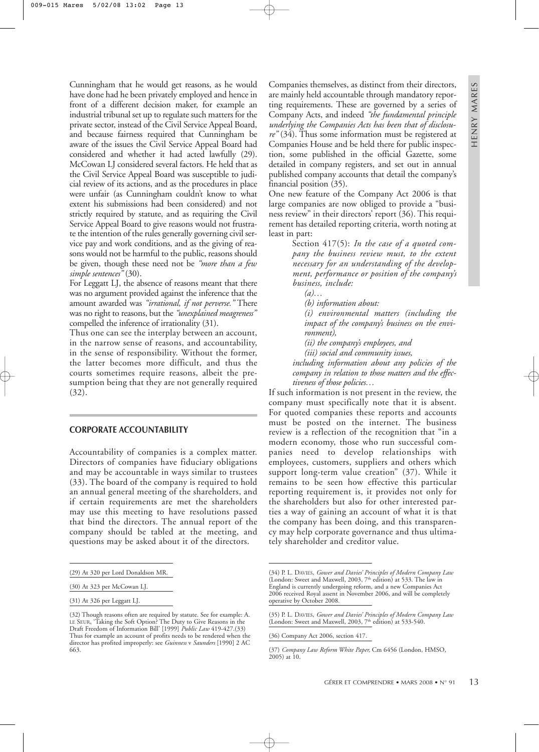Cunningham that he would get reasons, as he would have done had he been privately employed and hence in front of a different decision maker, for example an industrial tribunal set up to regulate such matters for the private sector, instead of the Civil Service Appeal Board, and because fairness required that Cunningham be aware of the issues the Civil Service Appeal Board had considered and whether it had acted lawfully (29). McCowan LJ considered several factors. He held that as the Civil Service Appeal Board was susceptible to judicial review of its actions, and as the procedures in place were unfair (as Cunningham couldn't know to what extent his submissions had been considered) and not strictly required by statute, and as requiring the Civil Service Appeal Board to give reasons would not frustrate the intention of the rules generally governing civil service pay and work conditions, and as the giving of reasons would not be harmful to the public, reasons should be given, though these need not be *"more than a few simple sentences"* (30).

For Leggatt LJ, the absence of reasons meant that there was no argument provided against the inference that the amount awarded was *"irrational, if not perverse."* There was no right to reasons, but the *"unexplained meagreness"* compelled the inference of irrationality (31).

Thus one can see the interplay between an account, in the narrow sense of reasons, and accountability, in the sense of responsibility. Without the former, the latter becomes more difficult, and thus the courts sometimes require reasons, albeit the presumption being that they are not generally required (32).

## CORPORATE ACCOUNTABILITY

Accountability of companies is a complex matter. Directors of companies have fiduciary obligations and may be accountable in ways similar to trustees (33). The board of the company is required to hold an annual general meeting of the shareholders, and if certain requirements are met the shareholders may use this meeting to have resolutions passed that bind the directors. The annual report of the company should be tabled at the meeting, and questions may be asked about it of the directors.

Companies themselves, as distinct from their directors, are mainly held accountable through mandatory reporting requirements. These are governed by a series of Company Acts, and indeed *"the fundamental principle underlying the Companies Acts has been that of disclosure"* (34). Thus some information must be registered at Companies House and be held there for public inspection, some published in the official Gazette, some detailed in company registers, and set out in annual published company accounts that detail the company's financial position (35).

One new feature of the Company Act 2006 is that large companies are now obliged to provide a "business review" in their directors' report (36). This requirement has detailed reporting criteria, worth noting at least in part:

> Section 417(5): *In the case of a quoted company the business review must, to the extent necessary for an understanding of the development, performance or position of the company's business, include:*
>
> *(a)…*
>
> *(b) information about:*
>
> *(i) environmental matters (including the impact of the company's business on the environment),*
>
> *(ii) the company's employees, and*
>
> *(iii) social and community issues,*
>
> *including information about any policies of the company in relation to those matters and the effectiveness of those policies…*

If such information is not present in the review, the company must specifically note that it is absent. For quoted companies these reports and accounts must be posted on the internet. The business review is a reflection of the recognition that "in a modern economy, those who run successful companies need to develop relationships with employees, customers, suppliers and others which support long-term value creation" (37). While it remains to be seen how effective this particular reporting requirement is, it provides not only for the shareholders but also for other interested parties a way of gaining an account of what it is that the company has been doing, and this transparency may help corporate governance and thus ultimately shareholder and creditor value.

---

(29) At 320 per Lord Donaldson MR.

(30) At 323 per McCowan LJ.

(31) At 326 per Leggatt LJ.

(32) Though reasons often are required by statute. See for example: A. LE SEUR, 'Taking the Soft Option? The Duty to Give Reasons in the Draft Freedom of Information Bill' [1999] *Public Law* 419-427.

(33) Thus for example an account of profits needs to be rendered when the director has profited improperly: see *Guinness* v *Saunders* [1990] 2 AC 663.

(34) P. L. DAVIES, *Gower and Davies' Principles of Modern Company Law* (London: Sweet and Maxwell, 2003, 7th edition) at 533. The law in England is currently undergoing reform, and a new Companies Act 2006 received Royal assent in November 2006, and will be completely operative by October 2008.

(35) P. L. DAVIES, *Gower and Davies' Principles of Modern Company Law* (London: Sweet and Maxwell, 2003, 7th edition) at 533-540.

(36) Company Act 2006, section 417.

(37) *Company Law Reform White Paper*, Cm 6456 (London, HMSO, 2005) at 10.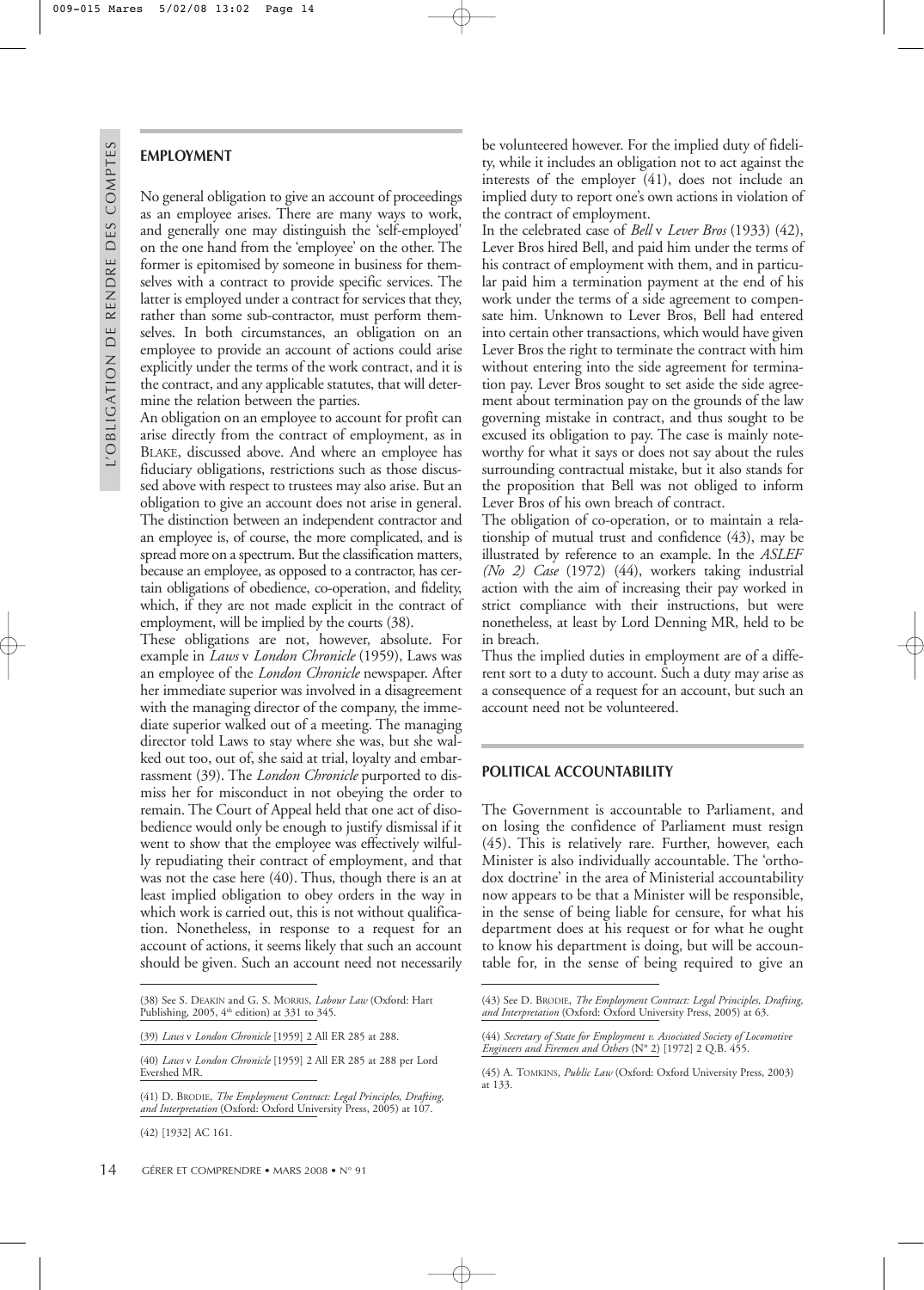## EMPLOYMENT

No general obligation to give an account of proceedings as an employee arises. There are many ways to work, and generally one may distinguish the 'self-employed' on the one hand from the 'employee' on the other. The former is epitomised by someone in business for themselves with a contract to provide specific services. The latter is employed under a contract for services that they, rather than some sub-contractor, must perform themselves. In both circumstances, an obligation on an employee to provide an account of actions could arise explicitly under the terms of the work contract, and it is the contract, and any applicable statutes, that will determine the relation between the parties.

An obligation on an employee to account for profit can arise directly from the contract of employment, as in BLAKE, discussed above. And where an employee has fiduciary obligations, restrictions such as those discussed above with respect to trustees may also arise. But an obligation to give an account does not arise in general. The distinction between an independent contractor and an employee is, of course, the more complicated, and is spread more on a spectrum. But the classification matters, because an employee, as opposed to a contractor, has certain obligations of obedience, co-operation, and fidelity, which, if they are not made explicit in the contract of employment, will be implied by the courts (38).

These obligations are not, however, absolute. For example in *Laws* v *London Chronicle* (1959), Laws was an employee of the *London Chronicle* newspaper. After her immediate superior was involved in a disagreement with the managing director of the company, the immediate superior walked out of a meeting. The managing director told Laws to stay where she was, but she walked out too, out of, she said at trial, loyalty and embarrassment (39). The *London Chronicle* purported to dismiss her for misconduct in not obeying the order to remain. The Court of Appeal held that one act of disobedience would only be enough to justify dismissal if it went to show that the employee was effectively wilfully repudiating their contract of employment, and that was not the case here (40). Thus, though there is an at least implied obligation to obey orders in the way in which work is carried out, this is not without qualification. Nonetheless, in response to a request for an account of actions, it seems likely that such an account should be given. Such an account need not necessarily be volunteered however. For the implied duty of fidelity, while it includes an obligation not to act against the interests of the employer (41), does not include an implied duty to report one's own actions in violation of the contract of employment.

In the celebrated case of *Bell* v *Lever Bros* (1933) (42), Lever Bros hired Bell, and paid him under the terms of his contract of employment with them, and in particular paid him a termination payment at the end of his work under the terms of a side agreement to compensate him. Unknown to Lever Bros, Bell had entered into certain other transactions, which would have given Lever Bros the right to terminate the contract with him without entering into the side agreement for termination pay. Lever Bros sought to set aside the side agreement about termination pay on the grounds of the law governing mistake in contract, and thus sought to be excused its obligation to pay. The case is mainly noteworthy for what it says or does not say about the rules surrounding contractual mistake, but it also stands for the proposition that Bell was not obliged to inform Lever Bros of his own breach of contract.

The obligation of co-operation, or to maintain a relationship of mutual trust and confidence (43), may be illustrated by reference to an example. In the *ASLEF (No 2) Case* (1972) (44), workers taking industrial action with the aim of increasing their pay worked in strict compliance with their instructions, but were nonetheless, at least by Lord Denning MR, held to be in breach.

Thus the implied duties in employment are of a different sort to a duty to account. Such a duty may arise as a consequence of a request for an account, but such an account need not be volunteered.

## POLITICAL ACCOUNTABILITY

The Government is accountable to Parliament, and on losing the confidence of Parliament must resign (45). This is relatively rare. Further, however, each Minister is also individually accountable. The 'orthodox doctrine' in the area of Ministerial accountability now appears to be that a Minister will be responsible, in the sense of being liable for censure, for what his department does at his request or for what he ought to know his department is doing, but will be accountable for, in the sense of being required to give an

---

(38) See S. DEAKIN and G. S. MORRIS, *Labour Law* (Oxford: Hart Publishing, 2005, 4th edition) at 331 to 345.

(39) *Laws* v *London Chronicle* [1959] 2 All ER 285 at 288.

(40) *Laws* v *London Chronicle* [1959] 2 All ER 285 at 288 per Lord Evershed MR.

(41) D. BRODIE, *The Employment Contract: Legal Principles, Drafting, and Interpretation* (Oxford: Oxford University Press, 2005) at 107.

(42) [1932] AC 161.

(43) See D. BRODIE, *The Employment Contract: Legal Principles, Drafting, and Interpretation* (Oxford: Oxford University Press, 2005) at 63.

(44) *Secretary of State for Employment v. Associated Society of Locomotive Engineers and Firemen and Others* (N° 2) [1972] 2 Q.B. 455.

(45) A. TOMKINS, *Public Law* (Oxford: Oxford University Press, 2003) at 133.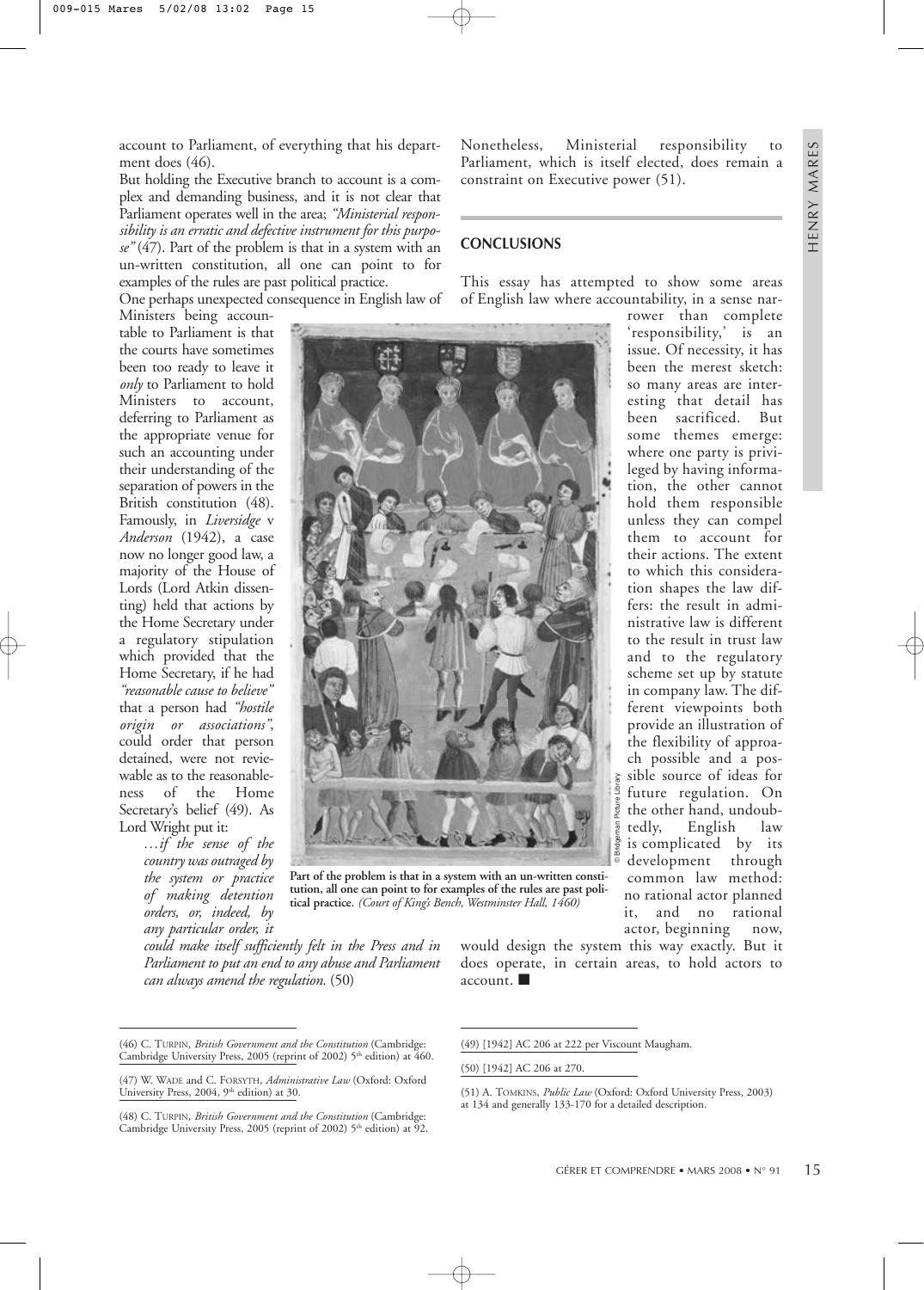account to Parliament, of everything that his department does (46).

But holding the Executive branch to account is a complex and demanding business, and it is not clear that Parliament operates well in the area; *"Ministerial responsibility is an erratic and defective instrument for this purpose"* (47). Part of the problem is that in a system with an un-written constitution, all one can point to for examples of the rules are past political practice.

One perhaps unexpected consequence in English law of Ministers being accountable to Parliament is that the courts have sometimes been too ready to leave it *only* to Parliament to hold Ministers to account, deferring to Parliament as the appropriate venue for such an accounting under their understanding of the separation of powers in the British constitution (48). Famously, in *Liversidge* v *Anderson* (1942), a case now no longer good law, a majority of the House of Lords (Lord Atkin dissenting) held that actions by the Home Secretary under a regulatory stipulation which provided that the Home Secretary, if he had *"reasonable cause to believe"* that a person had *"hostile origin or associations"*, could order that person detained, were not reviewable as to the reasonableness of the Home Secretary's belief (49). As Lord Wright put it:

> *…if the sense of the country was outraged by the system or practice of making detention orders, or, indeed, by any particular order, it could make itself sufficiently felt in the Press and in Parliament to put an end to any abuse and Parliament can always amend the regulation.* (50)

**Part of the problem is that in a system with an un-written constitution, all one can point to for examples of the rules are past political practice.** *(Court of King's Bench, Westminster Hall, 1460)*

© Bridgeman Picture Library

Nonetheless, Ministerial responsibility to Parliament, which is itself elected, does remain a constraint on Executive power (51).

## CONCLUSIONS

This essay has attempted to show some areas of English law where accountability, in a sense narrower than complete 'responsibility,' is an issue. Of necessity, it has been the merest sketch: so many areas are interesting that detail has been sacrificed. But some themes emerge: where one party is privileged by having information, the other cannot hold them responsible unless they can compel them to account for their actions. The extent to which this consideration shapes the law differs: the result in administrative law is different to the result in trust law and to the regulatory scheme set up by statute in company law. The different viewpoints both provide an illustration of the flexibility of approach possible and a possible source of ideas for future regulation. On the other hand, undoubtedly, English law is complicated by its development through common law method: no rational actor planned it, and no rational actor, beginning now, would design the system this way exactly. But it does operate, in certain areas, to hold actors to account. ■

---

(46) C. TURPIN, *British Government and the Constitution* (Cambridge: Cambridge University Press, 2005 (reprint of 2002) 5th edition) at 460.

(47) W. WADE and C. FORSYTH, *Administrative Law* (Oxford: Oxford University Press, 2004, 9th edition) at 30.

(48) C. TURPIN, *British Government and the Constitution* (Cambridge: Cambridge University Press, 2005 (reprint of 2002) 5th edition) at 92.

(49) [1942] AC 206 at 222 per Viscount Maugham.

(50) [1942] AC 206 at 270.

(51) A. TOMKINS, *Public Law* (Oxford: Oxford University Press, 2003) at 134 and generally 133-170 for a detailed description.